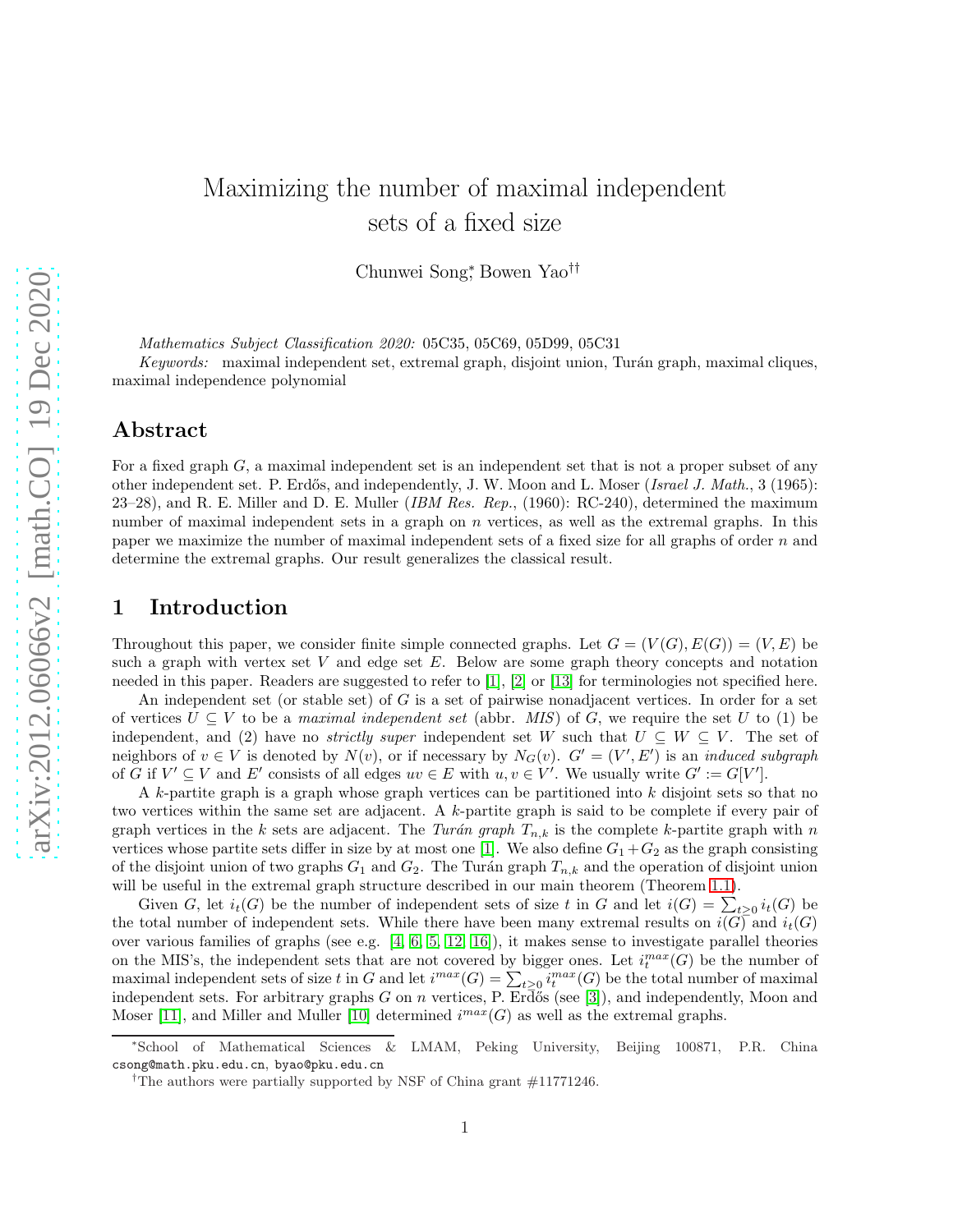# Maximizing the number of maximal independent sets of a fixed size

Chunwei Song[*], Bowen Yao[†][†]

*Mathematics Subject Classification 2020:* 05C35, 05C69, 05D99, 05C31

*Keywords:* maximal independent set, extremal graph, disjoint union, Turán graph, maximal cliques, maximal independence polynomial

## Abstract

For a fixed graph $G$, a maximal independent set is an independent set that is not a proper subset of any other independent set. P. Erdős, and independently, J. W. Moon and L. Moser (*Israel J. Math.*, 3 (1965): 23–28), and R. E. Miller and D. E. Muller (*IBM Res. Rep.*, (1960): RC-240), determined the maximum number of maximal independent sets in a graph on $n$ vertices, as well as the extremal graphs. In this paper we maximize the number of maximal independent sets of a fixed size for all graphs of order $n$ and determine the extremal graphs. Our result generalizes the classical result.

## 1 Introduction

Throughout this paper, we consider finite simple connected graphs. Let $G = (V(G), E(G)) = (V, E)$ be such a graph with vertex set $V$ and edge set $E$. Below are some graph theory concepts and notation needed in this paper. Readers are suggested to refer to [1], [2] or [13] for terminologies not specified here.

An independent set (or stable set) of $G$ is a set of pairwise nonadjacent vertices. In order for a set of vertices $U \subseteq V$ to be a *maximal independent set* (abbr. *MIS*) of $G$, we require the set $U$ to (1) be independent, and (2) have no *strictly super* independent set $W$ such that $U \subsetneq W \subseteq V$. The set of neighbors of $v \in V$ is denoted by $N(v)$, or if necessary by $N_G(v)$. $G' = (V', E')$ is an *induced subgraph* of $G$ if $V' \subseteq V$ and $E'$ consists of all edges $uv \in E$ with $u, v \in V'$. We usually write $G' := G[V']$.

A $k$-partite graph is a graph whose graph vertices can be partitioned into $k$ disjoint sets so that no two vertices within the same set are adjacent. A $k$-partite graph is said to be complete if every pair of graph vertices in the $k$ sets are adjacent. The *Turán graph* $T_{n,k}$ is the complete $k$-partite graph with $n$ vertices whose partite sets differ in size by at most one [1]. We also define $G_1 + G_2$ as the graph consisting of the disjoint union of two graphs $G_1$ and $G_2$. The Turán graph $T_{n,k}$ and the operation of disjoint union will be useful in the extremal graph structure described in our main theorem (Theorem 1.1).

Given $G$, let $i_t(G)$ be the number of independent sets of size $t$ in $G$ and let $i(G) = \sum_{t \geq 0} i_t(G)$ be the total number of independent sets. While there have been many extremal results on $i(G)$ and $i_t(G)$ over various families of graphs (see e.g. [4, 6, 5, 12, 16]), it makes sense to investigate parallel theories on the MIS's, the independent sets that are not covered by bigger ones. Let $i_t^{max}(G)$ be the number of maximal independent sets of size $t$ in $G$ and let $i^{max}(G) = \sum_{t \geq 0} i_t^{max}(G)$ be the total number of maximal independent sets. For arbitrary graphs $G$ on $n$ vertices, P. Erdős (see [3]), and independently, Moon and Moser [11], and Miller and Muller [10] determined $i^{max}(G)$ as well as the extremal graphs.

[*]School of Mathematical Sciences & LMAM, Peking University, Beijing 100871, P.R. China csong@math.pku.edu.cn, byao@pku.edu.cn

[†]The authors were partially supported by NSF of China grant #11771246.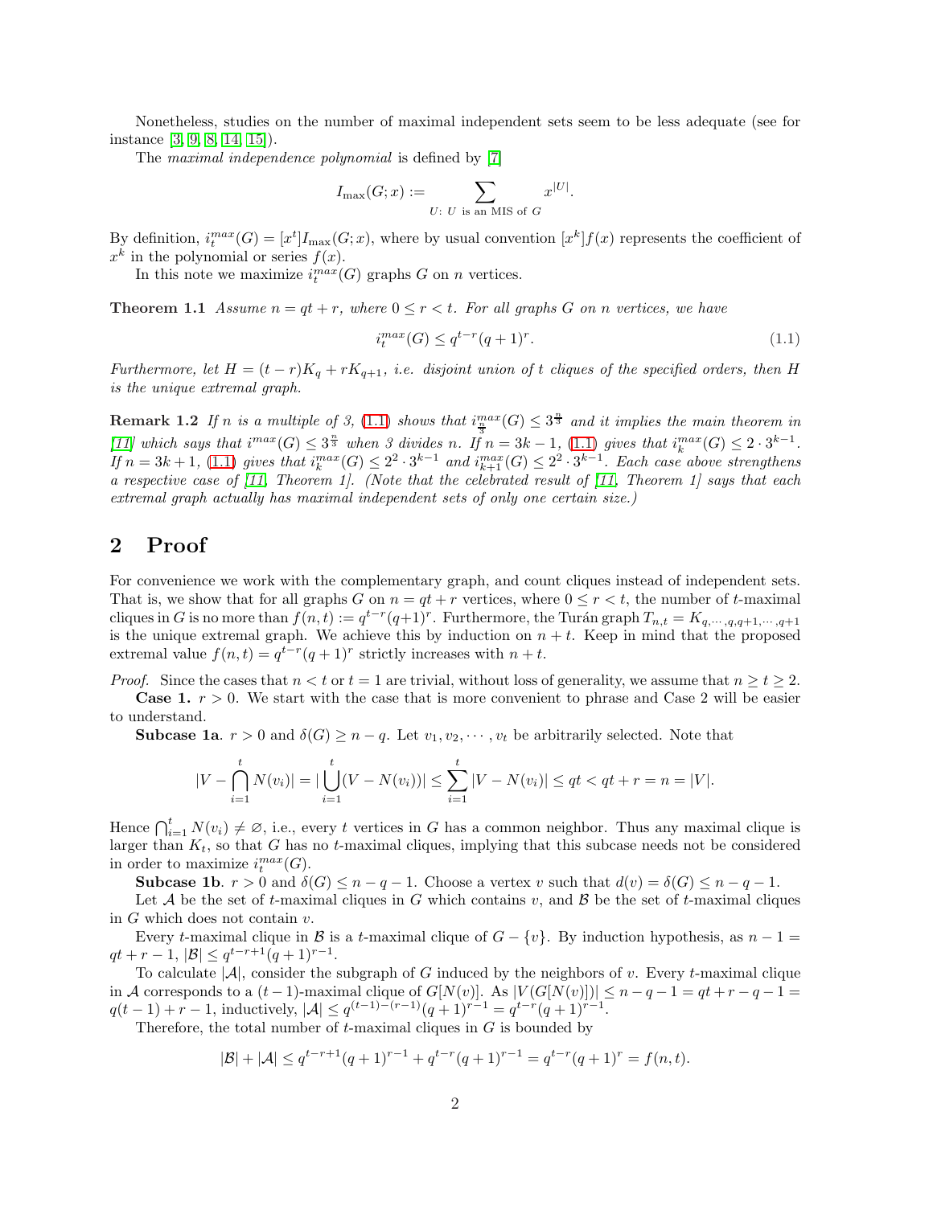Nonetheless, studies on the number of maximal independent sets seem to be less adequate (see for instance [3, 9, 8, 14, 15]).

The *maximal independence polynomial* is defined by [7]

$$I_{\max}(G;x) := \sum_{U:\ U \text{ is an MIS of } G} x^{|U|}.$$

By definition, $i_t^{max}(G) = [x^t]I_{\max}(G;x)$, where by usual convention $[x^k]f(x)$ represents the coefficient of $x^k$ in the polynomial or series $f(x)$.

In this note we maximize $i_t^{max}(G)$ graphs $G$ on $n$ vertices.

**Theorem 1.1** *Assume $n = qt + r$, where $0 \le r < t$. For all graphs $G$ on $n$ vertices, we have*

$$i_t^{max}(G) \le q^{t-r}(q+1)^r. \tag{1.1}$$

*Furthermore, let $H = (t-r)K_q + rK_{q+1}$, i.e. disjoint union of $t$ cliques of the specified orders, then $H$ is the unique extremal graph.*

**Remark 1.2** *If $n$ is a multiple of 3, (1.1) shows that $i_{\frac{n}{3}}^{max}(G) \le 3^{\frac{n}{3}}$ and it implies the main theorem in [11] which says that $i^{max}(G) \le 3^{\frac{n}{3}}$ when 3 divides $n$. If $n = 3k-1$, (1.1) gives that $i_k^{max}(G) \le 2 \cdot 3^{k-1}$. If $n = 3k+1$, (1.1) gives that $i_k^{max}(G) \le 2^2 \cdot 3^{k-1}$ and $i_{k+1}^{max}(G) \le 2^2 \cdot 3^{k-1}$. Each case above strengthens a respective case of [11, Theorem 1]. (Note that the celebrated result of [11, Theorem 1] says that each extremal graph actually has maximal independent sets of only one certain size.)*

## 2 Proof

For convenience we work with the complementary graph, and count cliques instead of independent sets. That is, we show that for all graphs $G$ on $n = qt + r$ vertices, where $0 \le r < t$, the number of $t$-maximal cliques in $G$ is no more than $f(n,t) := q^{t-r}(q+1)^r$. Furthermore, the Turán graph $T_{n,t} = K_{q,\cdots,q,q+1,\cdots,q+1}$ is the unique extremal graph. We achieve this by induction on $n+t$. Keep in mind that the proposed extremal value $f(n,t) = q^{t-r}(q+1)^r$ strictly increases with $n+t$.

*Proof.* Since the cases that $n < t$ or $t = 1$ are trivial, without loss of generality, we assume that $n \ge t \ge 2$.

**Case 1.** $r > 0$. We start with the case that is more convenient to phrase and Case 2 will be easier to understand.

**Subcase 1a**. $r > 0$ and $\delta(G) \ge n - q$. Let $v_1, v_2, \cdots, v_t$ be arbitrarily selected. Note that

$$|V - \bigcap_{i=1}^{t} N(v_i)| = |\bigcup_{i=1}^{t}(V - N(v_i))| \le \sum_{i=1}^{t}|V - N(v_i)| \le qt < qt + r = n = |V|.$$

Hence $\bigcap_{i=1}^{t} N(v_i) \ne \varnothing$, i.e., every $t$ vertices in $G$ has a common neighbor. Thus any maximal clique is larger than $K_t$, so that $G$ has no $t$-maximal cliques, implying that this subcase needs not be considered in order to maximize $i_t^{max}(G)$.

**Subcase 1b**. $r > 0$ and $\delta(G) \le n - q - 1$. Choose a vertex $v$ such that $d(v) = \delta(G) \le n - q - 1$.

Let $\mathcal{A}$ be the set of $t$-maximal cliques in $G$ which contains $v$, and $\mathcal{B}$ be the set of $t$-maximal cliques in $G$ which does not contain $v$.

Every $t$-maximal clique in $\mathcal{B}$ is a $t$-maximal clique of $G - \{v\}$. By induction hypothesis, as $n - 1 = qt + r - 1$, $|\mathcal{B}| \le q^{t-r+1}(q+1)^{r-1}$.

To calculate $|\mathcal{A}|$, consider the subgraph of $G$ induced by the neighbors of $v$. Every $t$-maximal clique in $\mathcal{A}$ corresponds to a $(t-1)$-maximal clique of $G[N(v)]$. As $|V(G[N(v)])| \le n - q - 1 = qt + r - q - 1 = q(t-1) + r - 1$, inductively, $|\mathcal{A}| \le q^{(t-1)-(r-1)}(q+1)^{r-1} = q^{t-r}(q+1)^{r-1}$.

Therefore, the total number of $t$-maximal cliques in $G$ is bounded by

$$|\mathcal{B}| + |\mathcal{A}| \le q^{t-r+1}(q+1)^{r-1} + q^{t-r}(q+1)^{r-1} = q^{t-r}(q+1)^r = f(n,t).$$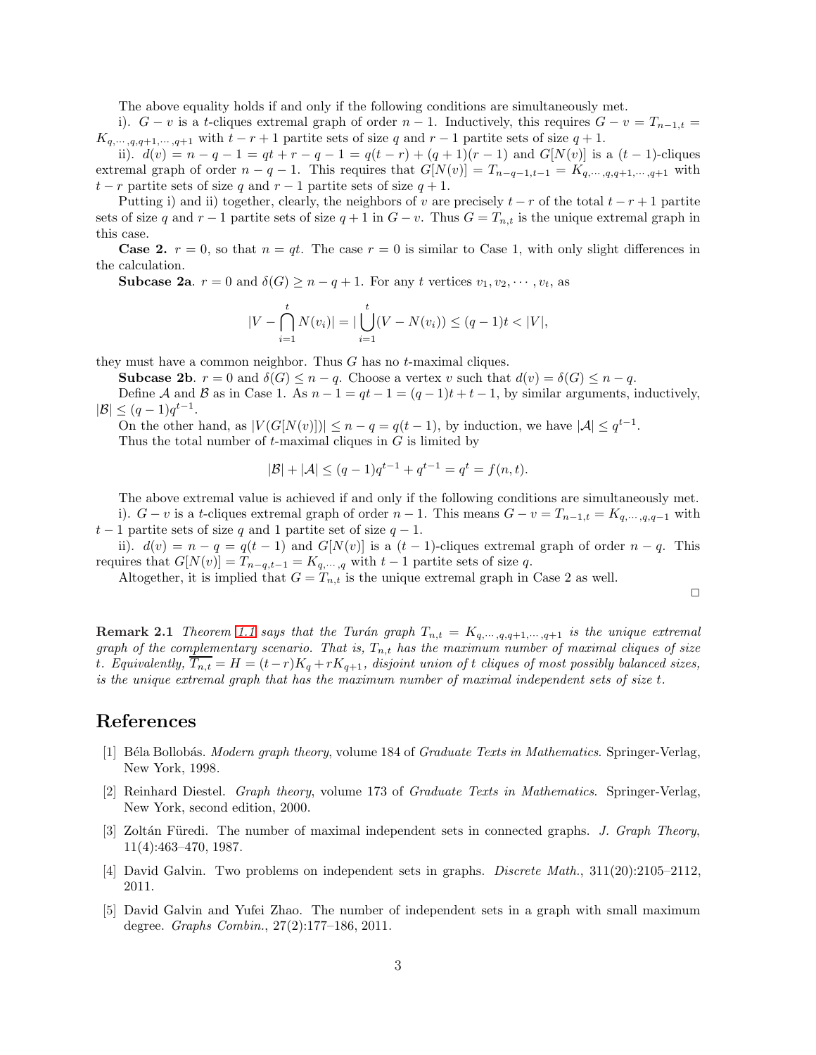The above equality holds if and only if the following conditions are simultaneously met.

i). $G - v$ is a $t$-cliques extremal graph of order $n-1$. Inductively, this requires $G - v = T_{n-1,t} = K_{q,\cdots,q,q+1,\cdots,q+1}$ with $t-r+1$ partite sets of size $q$ and $r-1$ partite sets of size $q+1$.

ii). $d(v) = n-q-1 = qt+r-q-1 = q(t-r)+(q+1)(r-1)$ and $G[N(v)]$ is a $(t-1)$-cliques extremal graph of order $n-q-1$. This requires that $G[N(v)] = T_{n-q-1,t-1} = K_{q,\cdots,q,q+1,\cdots,q+1}$ with $t-r$ partite sets of size $q$ and $r-1$ partite sets of size $q+1$.

Putting i) and ii) together, clearly, the neighbors of $v$ are precisely $t-r$ of the total $t-r+1$ partite sets of size $q$ and $r-1$ partite sets of size $q+1$ in $G-v$. Thus $G = T_{n,t}$ is the unique extremal graph in this case.

**Case 2.** $r = 0$, so that $n = qt$. The case $r = 0$ is similar to Case 1, with only slight differences in the calculation.

**Subcase 2a**. $r = 0$ and $\delta(G) \geq n-q+1$. For any $t$ vertices $v_1, v_2, \cdots, v_t$, as

$$|V - \bigcap_{i=1}^{t} N(v_i)| = |\bigcup_{i=1}^{t}(V - N(v_i))| \leq (q-1)t < |V|,$$

they must have a common neighbor. Thus $G$ has no $t$-maximal cliques.

**Subcase 2b**. $r = 0$ and $\delta(G) \leq n-q$. Choose a vertex $v$ such that $d(v) = \delta(G) \leq n-q$.

Define $\mathcal{A}$ and $\mathcal{B}$ as in Case 1. As $n-1 = qt-1 = (q-1)t+t-1$, by similar arguments, inductively, $|\mathcal{B}| \leq (q-1)q^{t-1}$.

On the other hand, as $|V(G[N(v)])| \leq n-q = q(t-1)$, by induction, we have $|\mathcal{A}| \leq q^{t-1}$.

Thus the total number of $t$-maximal cliques in $G$ is limited by

$$|\mathcal{B}| + |\mathcal{A}| \leq (q-1)q^{t-1} + q^{t-1} = q^t = f(n,t).$$

The above extremal value is achieved if and only if the following conditions are simultaneously met.

i). $G - v$ is a $t$-cliques extremal graph of order $n-1$. This means $G - v = T_{n-1,t} = K_{q,\cdots,q,q-1}$ with $t-1$ partite sets of size $q$ and 1 partite set of size $q-1$.

ii). $d(v) = n-q = q(t-1)$ and $G[N(v)]$ is a $(t-1)$-cliques extremal graph of order $n-q$. This requires that $G[N(v)] = T_{n-q,t-1} = K_{q,\cdots,q}$ with $t-1$ partite sets of size $q$.

Altogether, it is implied that $G = T_{n,t}$ is the unique extremal graph in Case 2 as well.

□

**Remark 2.1** *Theorem 1.1 says that the Turán graph $T_{n,t} = K_{q,\cdots,q,q+1,\cdots,q+1}$ is the unique extremal graph of the complementary scenario. That is, $T_{n,t}$ has the maximum number of maximal cliques of size $t$. Equivalently, $\overline{T_{n,t}} = H = (t-r)K_q + rK_{q+1}$, disjoint union of $t$ cliques of most possibly balanced sizes, is the unique extremal graph that has the maximum number of maximal independent sets of size $t$.*

## References

[1] Béla Bollobás. *Modern graph theory*, volume 184 of *Graduate Texts in Mathematics*. Springer-Verlag, New York, 1998.

[2] Reinhard Diestel. *Graph theory*, volume 173 of *Graduate Texts in Mathematics*. Springer-Verlag, New York, second edition, 2000.

[3] Zoltán Füredi. The number of maximal independent sets in connected graphs. *J. Graph Theory*, 11(4):463–470, 1987.

[4] David Galvin. Two problems on independent sets in graphs. *Discrete Math.*, 311(20):2105–2112, 2011.

[5] David Galvin and Yufei Zhao. The number of independent sets in a graph with small maximum degree. *Graphs Combin.*, 27(2):177–186, 2011.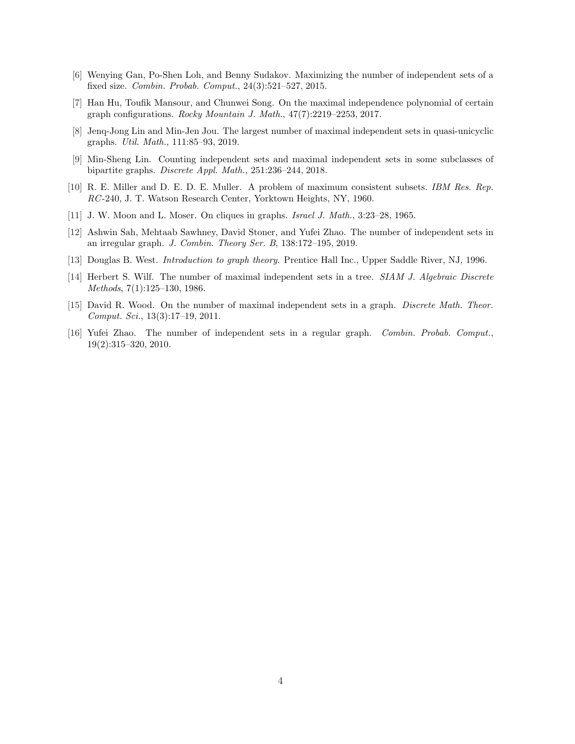[6] Wenying Gan, Po-Shen Loh, and Benny Sudakov. Maximizing the number of independent sets of a fixed size. *Combin. Probab. Comput.*, 24(3):521–527, 2015.

[7] Han Hu, Toufik Mansour, and Chunwei Song. On the maximal independence polynomial of certain graph configurations. *Rocky Mountain J. Math.*, 47(7):2219–2253, 2017.

[8] Jenq-Jong Lin and Min-Jen Jou. The largest number of maximal independent sets in quasi-unicyclic graphs. *Util. Math.*, 111:85–93, 2019.

[9] Min-Sheng Lin. Counting independent sets and maximal independent sets in some subclasses of bipartite graphs. *Discrete Appl. Math.*, 251:236–244, 2018.

[10] R. E. Miller and D. E. D. E. Muller. A problem of maximum consistent subsets. *IBM Res. Rep. RC*-240, J. T. Watson Research Center, Yorktown Heights, NY, 1960.

[11] J. W. Moon and L. Moser. On cliques in graphs. *Israel J. Math.*, 3:23–28, 1965.

[12] Ashwin Sah, Mehtaab Sawhney, David Stoner, and Yufei Zhao. The number of independent sets in an irregular graph. *J. Combin. Theory Ser. B*, 138:172–195, 2019.

[13] Douglas B. West. *Introduction to graph theory*. Prentice Hall Inc., Upper Saddle River, NJ, 1996.

[14] Herbert S. Wilf. The number of maximal independent sets in a tree. *SIAM J. Algebraic Discrete Methods*, 7(1):125–130, 1986.

[15] David R. Wood. On the number of maximal independent sets in a graph. *Discrete Math. Theor. Comput. Sci.*, 13(3):17–19, 2011.

[16] Yufei Zhao. The number of independent sets in a regular graph. *Combin. Probab. Comput.*, 19(2):315–320, 2010.